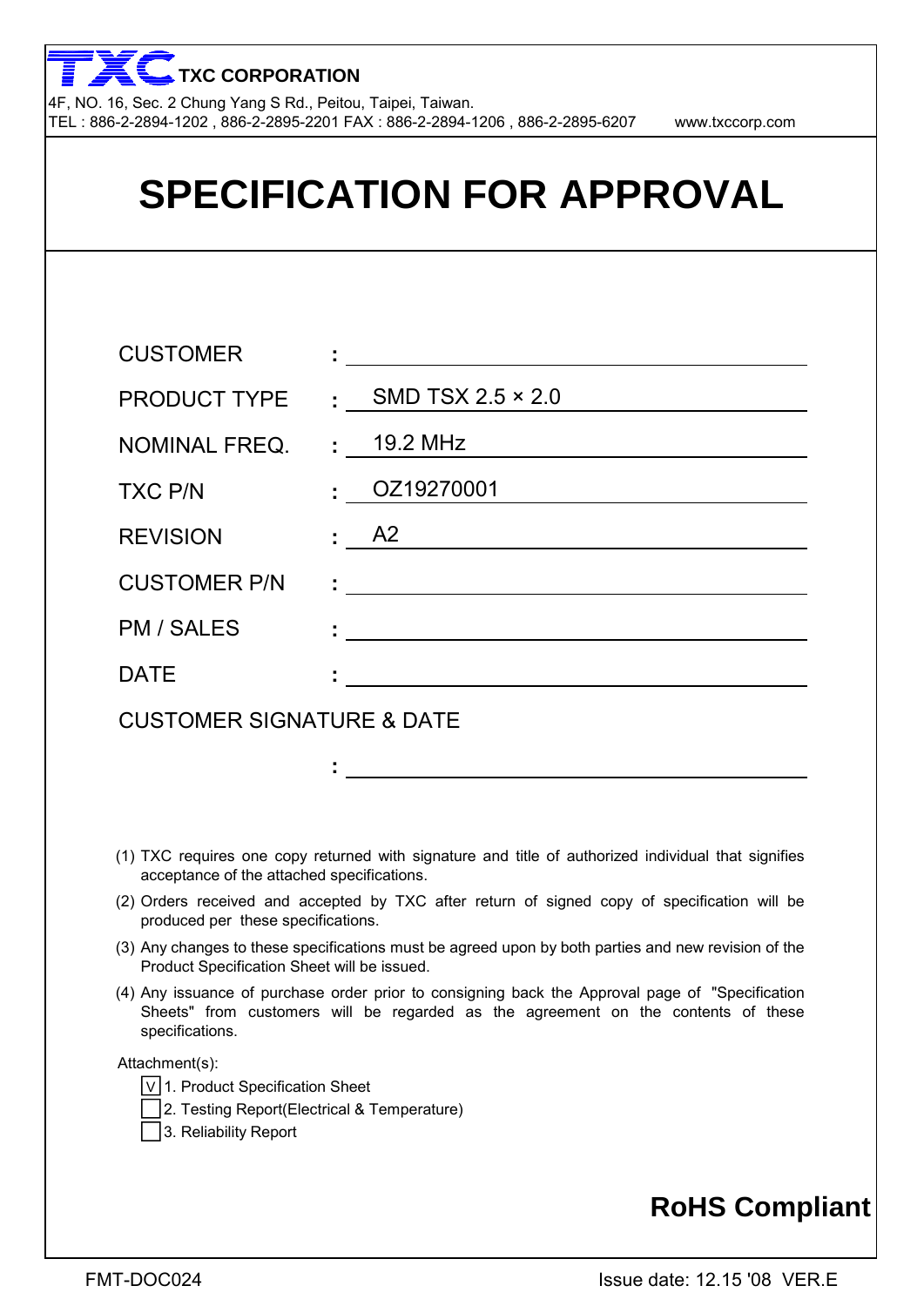**TXC CORPORATION**

4F, NO. 16, Sec. 2 Chung Yang S Rd., Peitou, Taipei, Taiwan.
TEL : 886-2-2894-1202 , 886-2-2895-2201 FAX : 886-2-2894-1206 , 886-2-2895-6207 www.txccorp.com

# SPECIFICATION FOR APPROVAL

| | | |
|---|---|---|
| CUSTOMER | : | |
| PRODUCT TYPE | : | SMD TSX 2.5 × 2.0 |
| NOMINAL FREQ. | : | 19.2 MHz |
| TXC P/N | : | OZ19270001 |
| REVISION | : | A2 |
| CUSTOMER P/N | : | |
| PM / SALES | : | |
| DATE | : | |

CUSTOMER SIGNATURE & DATE

: ______________________

(1) TXC requires one copy returned with signature and title of authorized individual that signifies acceptance of the attached specifications.

(2) Orders received and accepted by TXC after return of signed copy of specification will be produced per these specifications.

(3) Any changes to these specifications must be agreed upon by both parties and new revision of the Product Specification Sheet will be issued.

(4) Any issuance of purchase order prior to consigning back the Approval page of "Specification Sheets" from customers will be regarded as the agreement on the contents of these specifications.

Attachment(s):

- [V] 1. Product Specification Sheet
- [ ] 2. Testing Report(Electrical & Temperature)
- [ ] 3. Reliability Report

**RoHS Compliant**

FMT-DOC024 Issue date: 12.15 '08 VER.E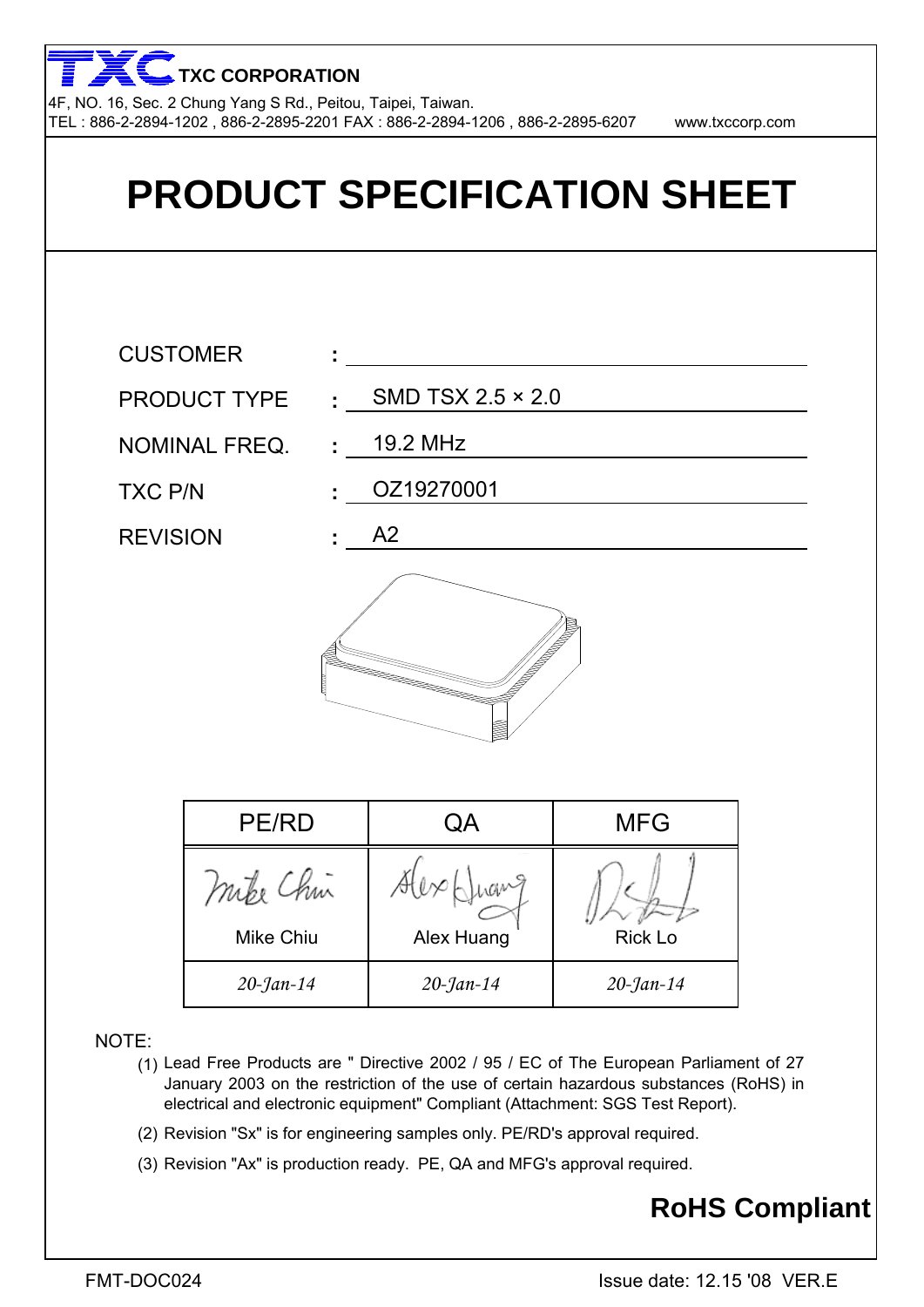**TXC CORPORATION**

4F, NO. 16, Sec. 2 Chung Yang S Rd., Peitou, Taipei, Taiwan.
TEL : 886-2-2894-1202 , 886-2-2895-2201 FAX : 886-2-2894-1206 , 886-2-2895-6207 www.txccorp.com

# PRODUCT SPECIFICATION SHEET

CUSTOMER :

PRODUCT TYPE : SMD TSX 2.5 × 2.0

NOMINAL FREQ. : 19.2 MHz

TXC P/N : OZ19270001

REVISION : A2

| PE/RD | QA | MFG |
|---|---|---|
| Mike Chiu | Alex Huang | Rick Lo |
| *20-Jan-14* | *20-Jan-14* | *20-Jan-14* |

NOTE:

(1) Lead Free Products are " Directive 2002 / 95 / EC of The European Parliament of 27 January 2003 on the restriction of the use of certain hazardous substances (RoHS) in electrical and electronic equipment" Compliant (Attachment: SGS Test Report).

(2) Revision "Sx" is for engineering samples only. PE/RD's approval required.

(3) Revision "Ax" is production ready. PE, QA and MFG's approval required.

**RoHS Compliant**

FMT-DOC024 Issue date: 12.15 '08 VER.E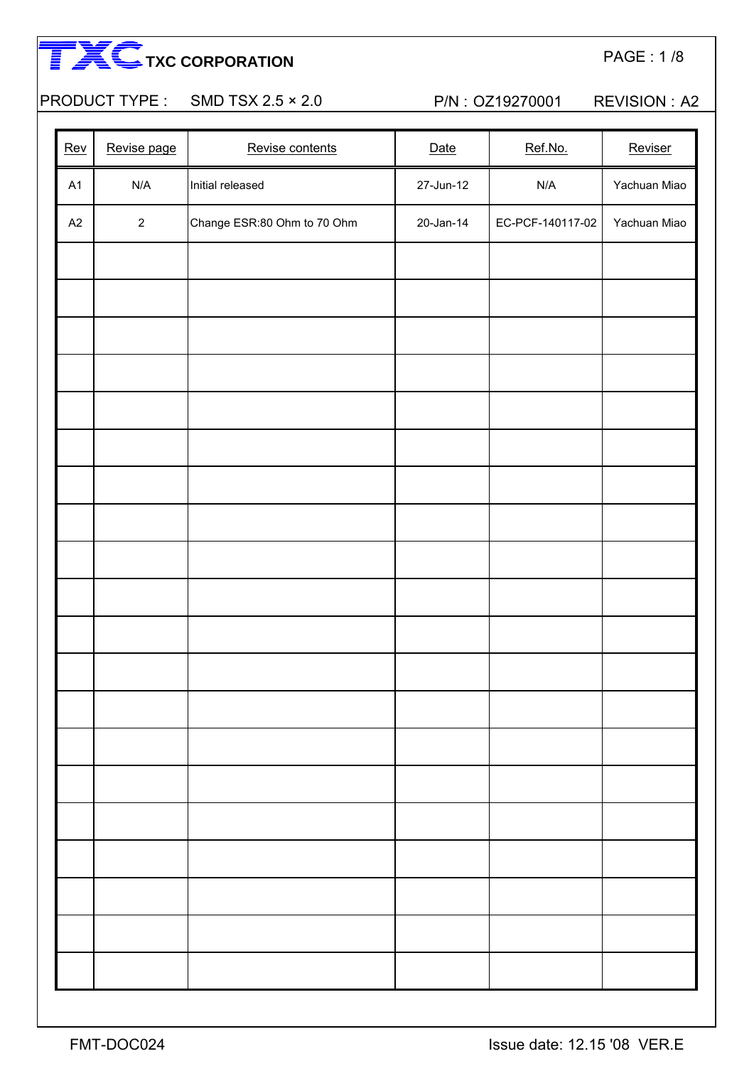**TXC CORPORATION**

PRODUCT TYPE : SMD TSX 2.5 × 2.0 P/N : OZ19270001 REVISION : A2

| Rev | Revise page | Revise contents | Date | Ref.No. | Reviser |
|---|---|---|---|---|---|
| A1 | N/A | Initial released | 27-Jun-12 | N/A | Yachuan Miao |
| A2 | 2 | Change ESR:80 Ohm to 70 Ohm | 20-Jan-14 | EC-PCF-140117-02 | Yachuan Miao |
| | | | | | |
| | | | | | |
| | | | | | |
| | | | | | |
| | | | | | |
| | | | | | |
| | | | | | |
| | | | | | |
| | | | | | |
| | | | | | |
| | | | | | |
| | | | | | |
| | | | | | |
| | | | | | |
| | | | | | |
| | | | | | |
| | | | | | |
| | | | | | |
| | | | | | |
| | | | | | |

FMT-DOC024 Issue date: 12.15 '08 VER.E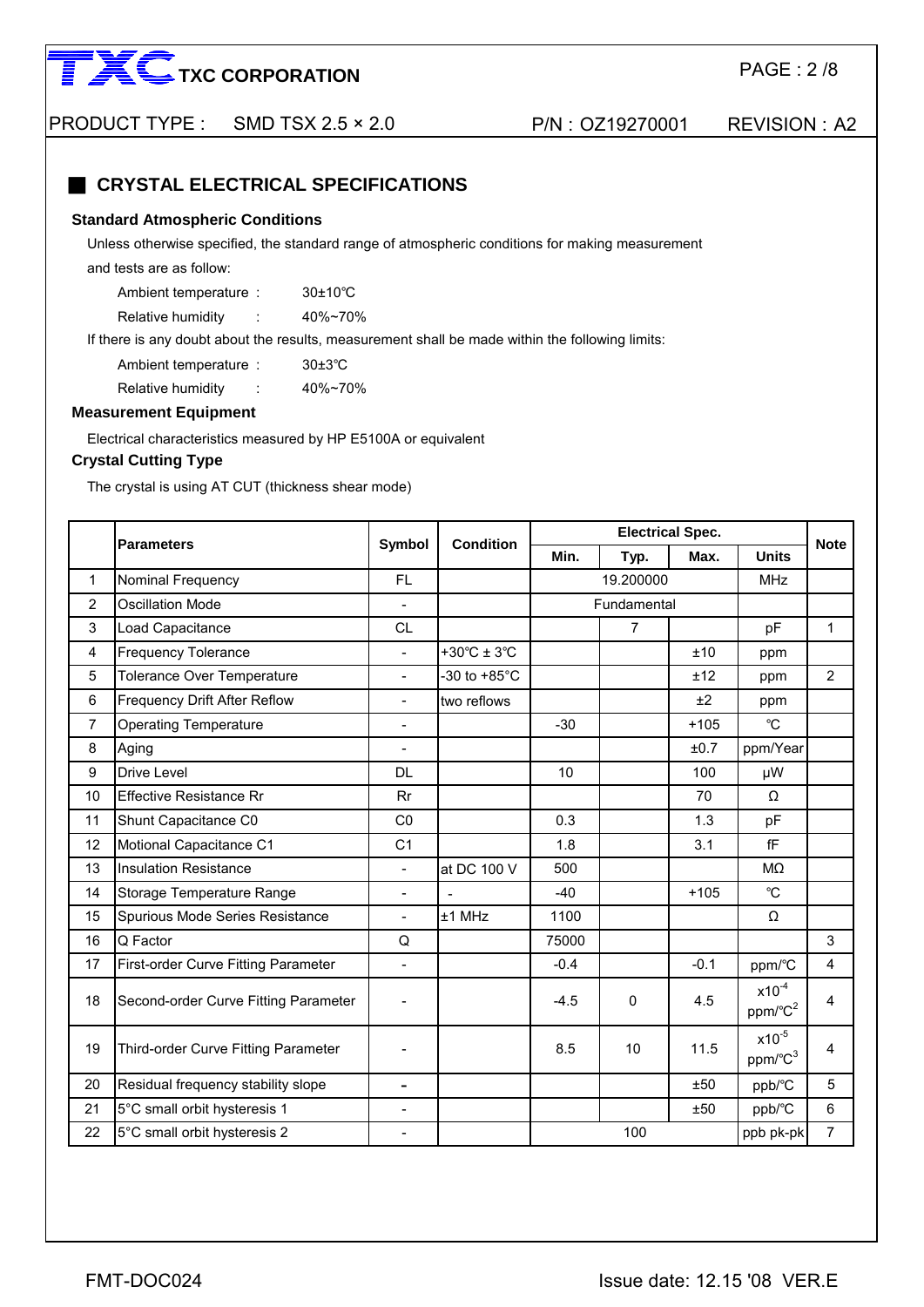## CRYSTAL ELECTRICAL SPECIFICATIONS

### Standard Atmospheric Conditions

Unless otherwise specified, the standard range of atmospheric conditions for making measurement and tests are as follow:

Ambient temperature : 30±10℃

Relative humidity : 40%~70%

If there is any doubt about the results, measurement shall be made within the following limits:

Ambient temperature : 30±3℃

Relative humidity : 40%~70%

### Measurement Equipment

Electrical characteristics measured by HP E5100A or equivalent

### Crystal Cutting Type

The crystal is using AT CUT (thickness shear mode)

| | Parameters | Symbol | Condition | Electrical Spec. | | | | Note |
|---|---|---|---|---|---|---|---|---|
| | | | | Min. | Typ. | Max. | Units | |
| 1 | Nominal Frequency | FL | | | 19.200000 | | MHz | |
| 2 | Oscillation Mode | - | | | Fundamental | | | |
| 3 | Load Capacitance | CL | | | 7 | | pF | 1 |
| 4 | Frequency Tolerance | - | +30℃ ± 3℃ | | | ±10 | ppm | |
| 5 | Tolerance Over Temperature | - | -30 to +85°C | | | ±12 | ppm | 2 |
| 6 | Frequency Drift After Reflow | - | two reflows | | | ±2 | ppm | |
| 7 | Operating Temperature | - | | -30 | | +105 | ℃ | |
| 8 | Aging | - | | | | ±0.7 | ppm/Year | |
| 9 | Drive Level | DL | | 10 | | 100 | μW | |
| 10 | Effective Resistance Rr | Rr | | | | 70 | Ω | |
| 11 | Shunt Capacitance C0 | C0 | | 0.3 | | 1.3 | pF | |
| 12 | Motional Capacitance C1 | C1 | | 1.8 | | 3.1 | fF | |
| 13 | Insulation Resistance | - | at DC 100 V | 500 | | | MΩ | |
| 14 | Storage Temperature Range | - | - | -40 | | +105 | ℃ | |
| 15 | Spurious Mode Series Resistance | - | ±1 MHz | 1100 | | | Ω | |
| 16 | Q Factor | Q | | 75000 | | | | 3 |
| 17 | First-order Curve Fitting Parameter | - | | -0.4 | | -0.1 | ppm/℃ | 4 |
| 18 | Second-order Curve Fitting Parameter | - | | -4.5 | 0 | 4.5 | $\times 10^{-4}$ ppm/℃$^2$ | 4 |
| 19 | Third-order Curve Fitting Parameter | - | | 8.5 | 10 | 11.5 | $\times 10^{-5}$ ppm/℃$^3$ | 4 |
| 20 | Residual frequency stability slope | - | | | | ±50 | ppb/℃ | 5 |
| 21 | 5°C small orbit hysteresis 1 | - | | | | ±50 | ppb/℃ | 6 |
| 22 | 5°C small orbit hysteresis 2 | - | | | 100 | | ppb pk-pk | 7 |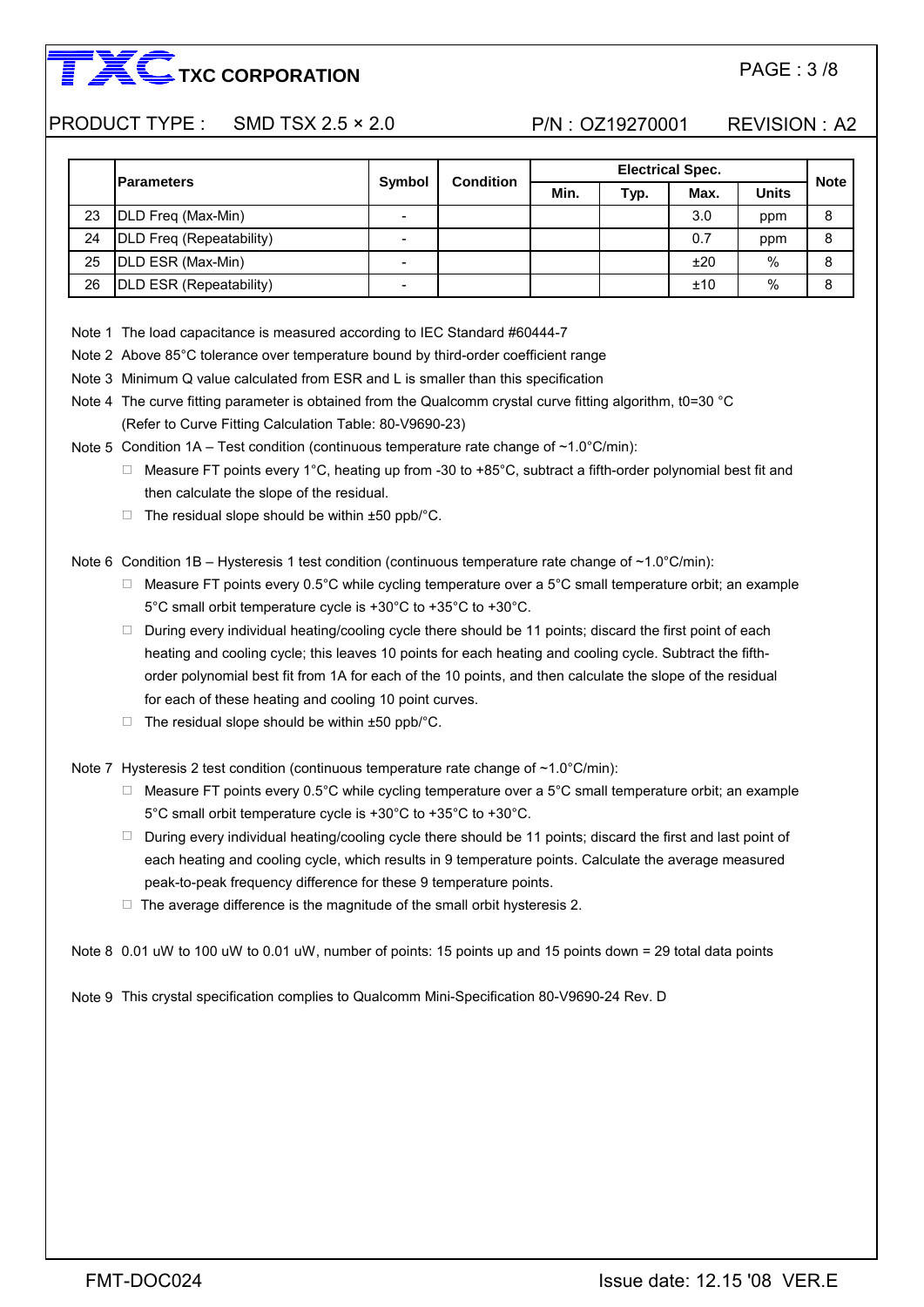| | Parameters | Symbol | Condition | Electrical Spec. | | | | Note |
|---|---|---|---|---|---|---|---|---|
| | | | | Min. | Typ. | Max. | Units | |
| 23 | DLD Freq (Max-Min) | - | | | | 3.0 | ppm | 8 |
| 24 | DLD Freq (Repeatability) | - | | | | 0.7 | ppm | 8 |
| 25 | DLD ESR (Max-Min) | - | | | | ±20 | % | 8 |
| 26 | DLD ESR (Repeatability) | - | | | | ±10 | % | 8 |

Note 1 The load capacitance is measured according to IEC Standard #60444-7

Note 2 Above 85°C tolerance over temperature bound by third-order coefficient range

Note 3 Minimum Q value calculated from ESR and L is smaller than this specification

Note 4 The curve fitting parameter is obtained from the Qualcomm crystal curve fitting algorithm, t0=30 °C (Refer to Curve Fitting Calculation Table: 80-V9690-23)

Note 5 Condition 1A – Test condition (continuous temperature rate change of ~1.0°C/min):

- Measure FT points every 1°C, heating up from -30 to +85°C, subtract a fifth-order polynomial best fit and then calculate the slope of the residual.
- The residual slope should be within ±50 ppb/°C.

Note 6 Condition 1B – Hysteresis 1 test condition (continuous temperature rate change of ~1.0°C/min):

- Measure FT points every 0.5°C while cycling temperature over a 5°C small temperature orbit; an example 5°C small orbit temperature cycle is +30°C to +35°C to +30°C.
- During every individual heating/cooling cycle there should be 11 points; discard the first point of each heating and cooling cycle; this leaves 10 points for each heating and cooling cycle. Subtract the fifth-order polynomial best fit from 1A for each of the 10 points, and then calculate the slope of the residual for each of these heating and cooling 10 point curves.
- The residual slope should be within ±50 ppb/°C.

Note 7 Hysteresis 2 test condition (continuous temperature rate change of ~1.0°C/min):

- Measure FT points every 0.5°C while cycling temperature over a 5°C small temperature orbit; an example 5°C small orbit temperature cycle is +30°C to +35°C to +30°C.
- During every individual heating/cooling cycle there should be 11 points; discard the first and last point of each heating and cooling cycle, which results in 9 temperature points. Calculate the average measured peak-to-peak frequency difference for these 9 temperature points.
- The average difference is the magnitude of the small orbit hysteresis 2.

Note 8 0.01 uW to 100 uW to 0.01 uW, number of points: 15 points up and 15 points down = 29 total data points

Note 9 This crystal specification complies to Qualcomm Mini-Specification 80-V9690-24 Rev. D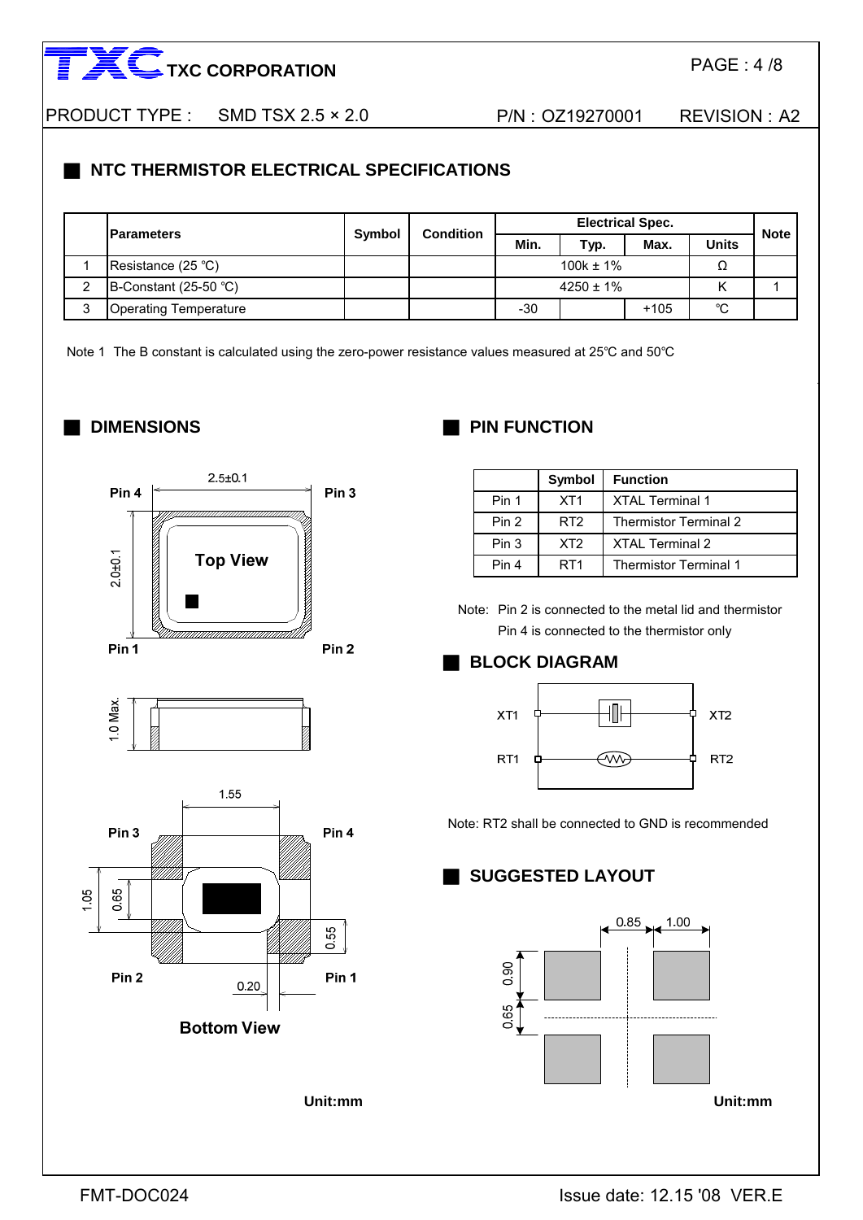## NTC THERMISTOR ELECTRICAL SPECIFICATIONS

| | Parameters | Symbol | Condition | Electrical Spec. | | | | Note |
|---|---|---|---|---|---|---|---|---|
| | | | | Min. | Typ. | Max. | Units | |
| 1 | Resistance (25 ℃) | | | 100k ± 1% | | | Ω | |
| 2 | B-Constant (25-50 ℃) | | | 4250 ± 1% | | | K | 1 |
| 3 | Operating Temperature | | | -30 | | +105 | ℃ | |

Note 1 The B constant is calculated using the zero-power resistance values measured at 25℃ and 50℃

## DIMENSIONS

Pin 4 2.5±0.1 Pin 3

2.0±0.1 Top View

Pin 1 Pin 2

1.0 Max.

1.55

Pin 3 Pin 4

1.05 0.65 0.55

Pin 2 0.20 Pin 1

Bottom View

Unit:mm

## PIN FUNCTION

| | Symbol | Function |
|---|---|---|
| Pin 1 | XT1 | XTAL Terminal 1 |
| Pin 2 | RT2 | Thermistor Terminal 2 |
| Pin 3 | XT2 | XTAL Terminal 2 |
| Pin 4 | RT1 | Thermistor Terminal 1 |

Note: Pin 2 is connected to the metal lid and thermistor
Pin 4 is connected to the thermistor only

## BLOCK DIAGRAM

XT1 XT2

RT1 RT2

Note: RT2 shall be connected to GND is recommended

## SUGGESTED LAYOUT

0.85 1.00

0.90

0.65

Unit:mm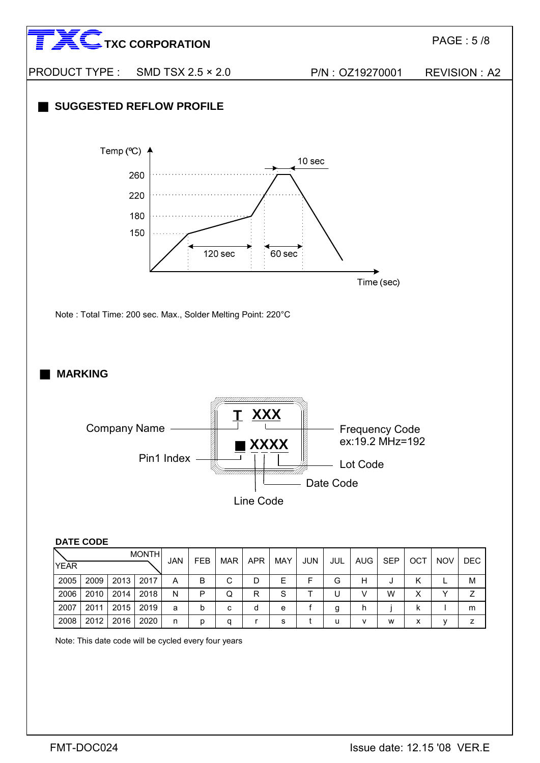PRODUCT TYPE : SMD TSX 2.5 × 2.0 P/N : OZ19270001 REVISION : A2

## SUGGESTED REFLOW PROFILE

Temp (ºC)

260

220

180

150

10 sec

120 sec

60 sec

Time (sec)

Note : Total Time: 200 sec. Max., Solder Melting Point: 220°C

## MARKING

T XXX

■ XXXX

Company Name

Pin1 Index

Frequency Code ex:19.2 MHz=192

Lot Code

Date Code

Line Code

**DATE CODE**

| YEAR \ MONTH | | | | JAN | FEB | MAR | APR | MAY | JUN | JUL | AUG | SEP | OCT | NOV | DEC |
|---|---|---|---|---|---|---|---|---|---|---|---|---|---|---|---|
| 2005 | 2009 | 2013 | 2017 | A | B | C | D | E | F | G | H | J | K | L | M |
| 2006 | 2010 | 2014 | 2018 | N | P | Q | R | S | T | U | V | W | X | Y | Z |
| 2007 | 2011 | 2015 | 2019 | a | b | c | d | e | f | g | h | j | k | l | m |
| 2008 | 2012 | 2016 | 2020 | n | p | q | r | s | t | u | v | w | x | y | z |

Note: This date code will be cycled every four years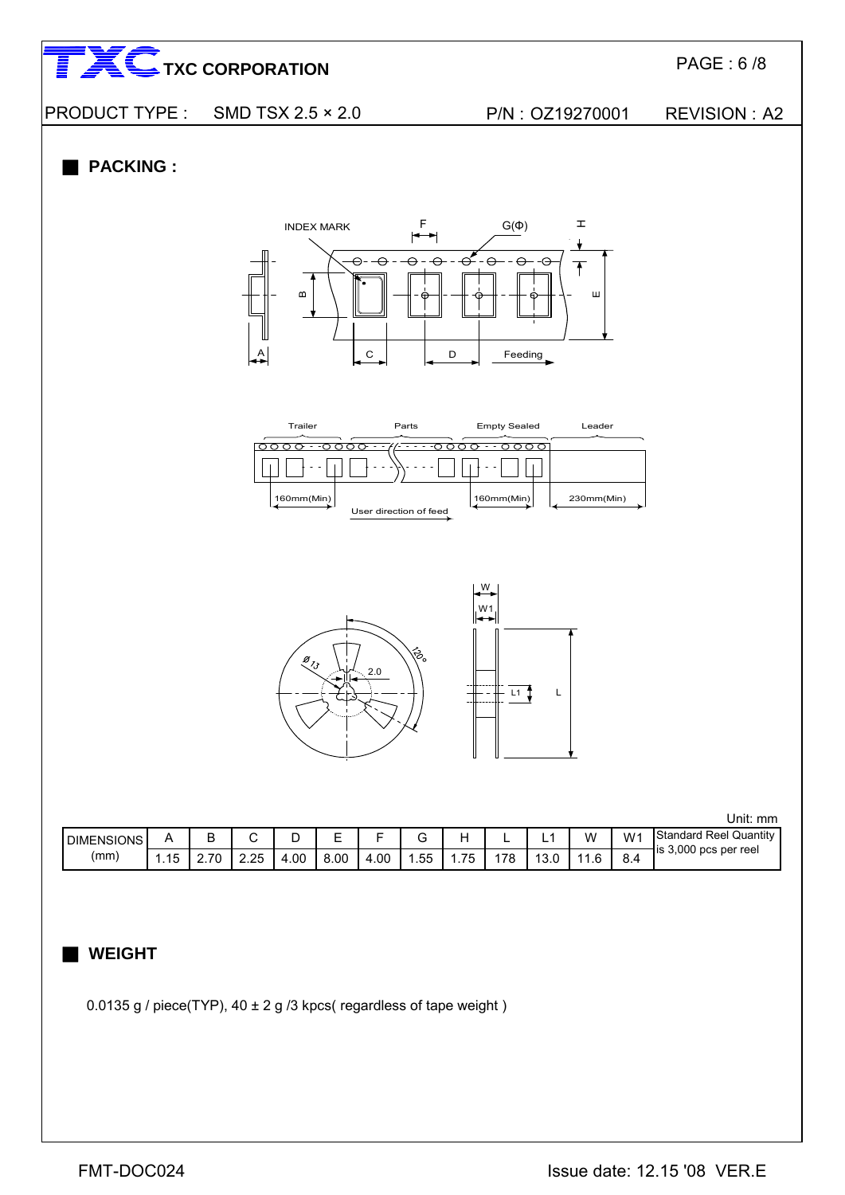## PACKING :

Unit: mm

| DIMENSIONS (mm) | A | B | C | D | E | F | G | H | L | L1 | W | W1 | Standard Reel Quantity is 3,000 pcs per reel |
|---|---|---|---|---|---|---|---|---|---|---|---|---|---|
| | 1.15 | 2.70 | 2.25 | 4.00 | 8.00 | 4.00 | 1.55 | 1.75 | 178 | 13.0 | 11.6 | 8.4 | |

## WEIGHT

0.0135 g / piece(TYP), 40 ± 2 g /3 kpcs( regardless of tape weight )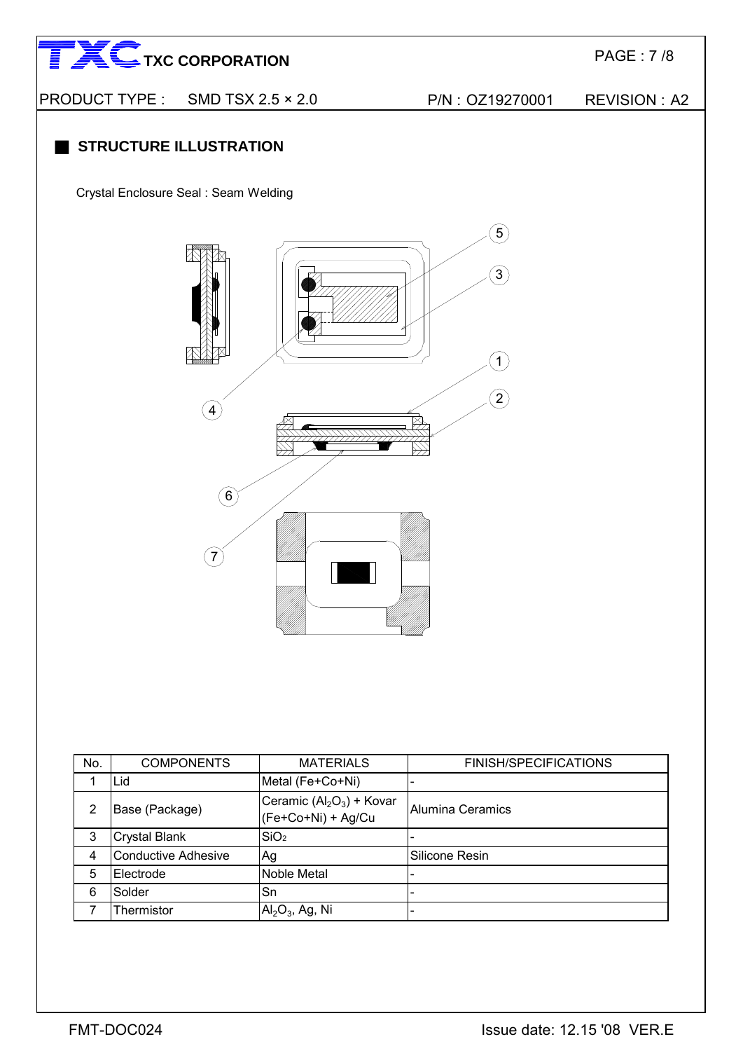## STRUCTURE ILLUSTRATION

Crystal Enclosure Seal : Seam Welding

| No. | COMPONENTS | MATERIALS | FINISH/SPECIFICATIONS |
|---|---|---|---|
| 1 | Lid | Metal (Fe+Co+Ni) | - |
| 2 | Base (Package) | Ceramic ($Al_2O_3$) + Kovar (Fe+Co+Ni) + Ag/Cu | Alumina Ceramics |
| 3 | Crystal Blank | $SiO_2$ | - |
| 4 | Conductive Adhesive | Ag | Silicone Resin |
| 5 | Electrode | Noble Metal | - |
| 6 | Solder | Sn | - |
| 7 | Thermistor | $Al_2O_3$, Ag, Ni | - |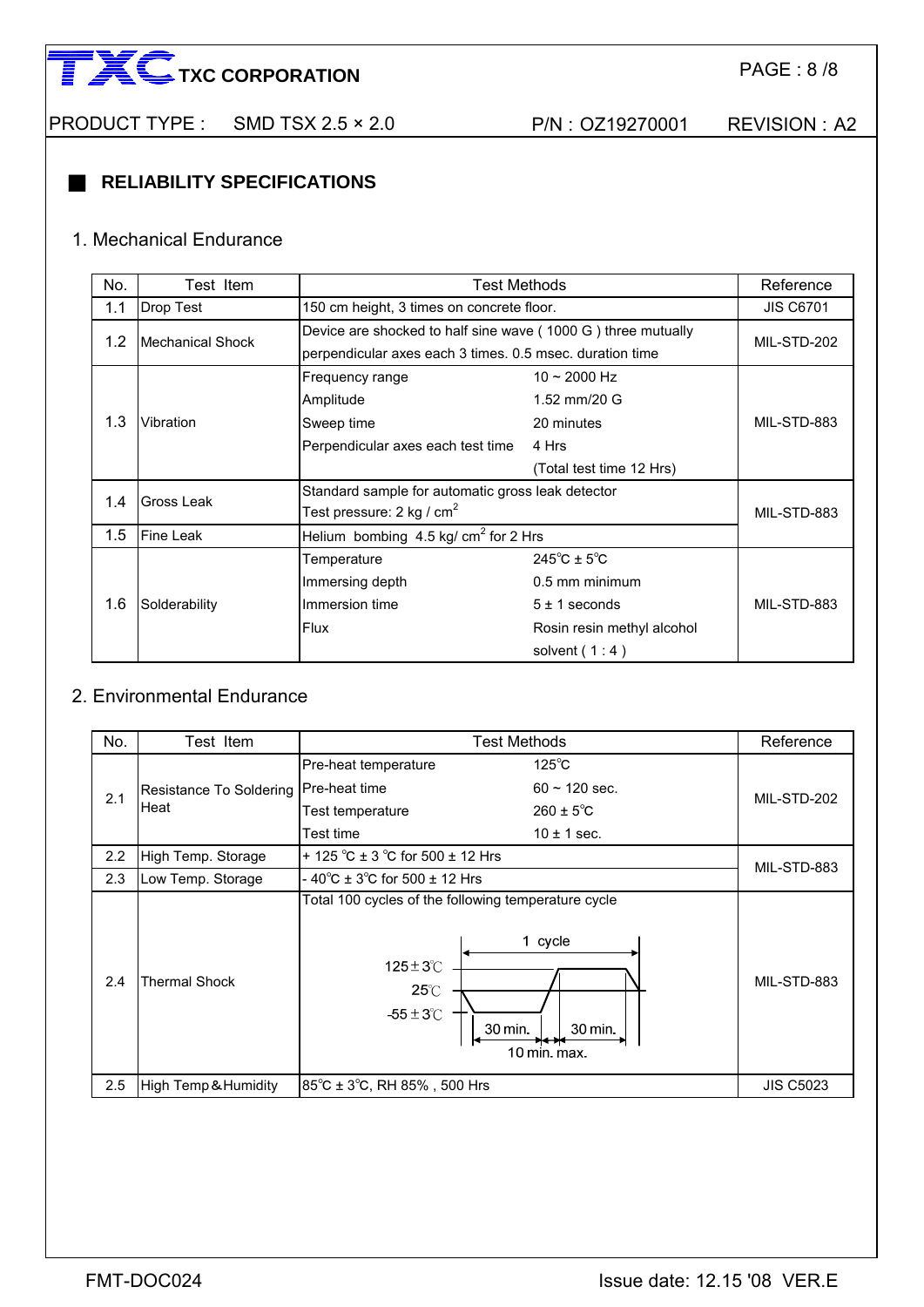## RELIABILITY SPECIFICATIONS

### 1. Mechanical Endurance

| No. | Test Item | Test Methods | | Reference |
|---|---|---|---|---|
| 1.1 | Drop Test | 150 cm height, 3 times on concrete floor. | | JIS C6701 |
| 1.2 | Mechanical Shock | Device are shocked to half sine wave ( 1000 G ) three mutually perpendicular axes each 3 times. 0.5 msec. duration time | | MIL-STD-202 |
| 1.3 | Vibration | Frequency range<br>Amplitude<br>Sweep time<br>Perpendicular axes each test time | 10 ~ 2000 Hz<br>1.52 mm/20 G<br>20 minutes<br>4 Hrs<br>(Total test time 12 Hrs) | MIL-STD-883 |
| 1.4 | Gross Leak | Standard sample for automatic gross leak detector<br>Test pressure: 2 kg / $cm^2$ | | MIL-STD-883 |
| 1.5 | Fine Leak | Helium bombing 4.5 kg/ $cm^2$ for 2 Hrs | | MIL-STD-883 |
| 1.6 | Solderability | Temperature<br>Immersing depth<br>Immersion time<br>Flux | 245℃ ± 5℃<br>0.5 mm minimum<br>5 ± 1 seconds<br>Rosin resin methyl alcohol solvent ( 1 : 4 ) | MIL-STD-883 |

### 2. Environmental Endurance

| No. | Test Item | Test Methods | | Reference |
|---|---|---|---|---|
| 2.1 | Resistance To Soldering Heat | Pre-heat temperature<br>Pre-heat time<br>Test temperature<br>Test time | 125℃<br>60 ~ 120 sec.<br>260 ± 5℃<br>10 ± 1 sec. | MIL-STD-202 |
| 2.2 | High Temp. Storage | + 125 ℃ ± 3 ℃ for 500 ± 12 Hrs | | MIL-STD-883 |
| 2.3 | Low Temp. Storage | - 40℃ ± 3℃ for 500 ± 12 Hrs | | MIL-STD-883 |
| 2.4 | Thermal Shock | Total 100 cycles of the following temperature cycle<br>1 cycle<br>125 ± 3℃<br>25℃<br>-55 ± 3℃<br>30 min.<br>30 min.<br>10 min. max. | | MIL-STD-883 |
| 2.5 | High Temp & Humidity | 85℃ ± 3℃, RH 85% , 500 Hrs | | JIS C5023 |